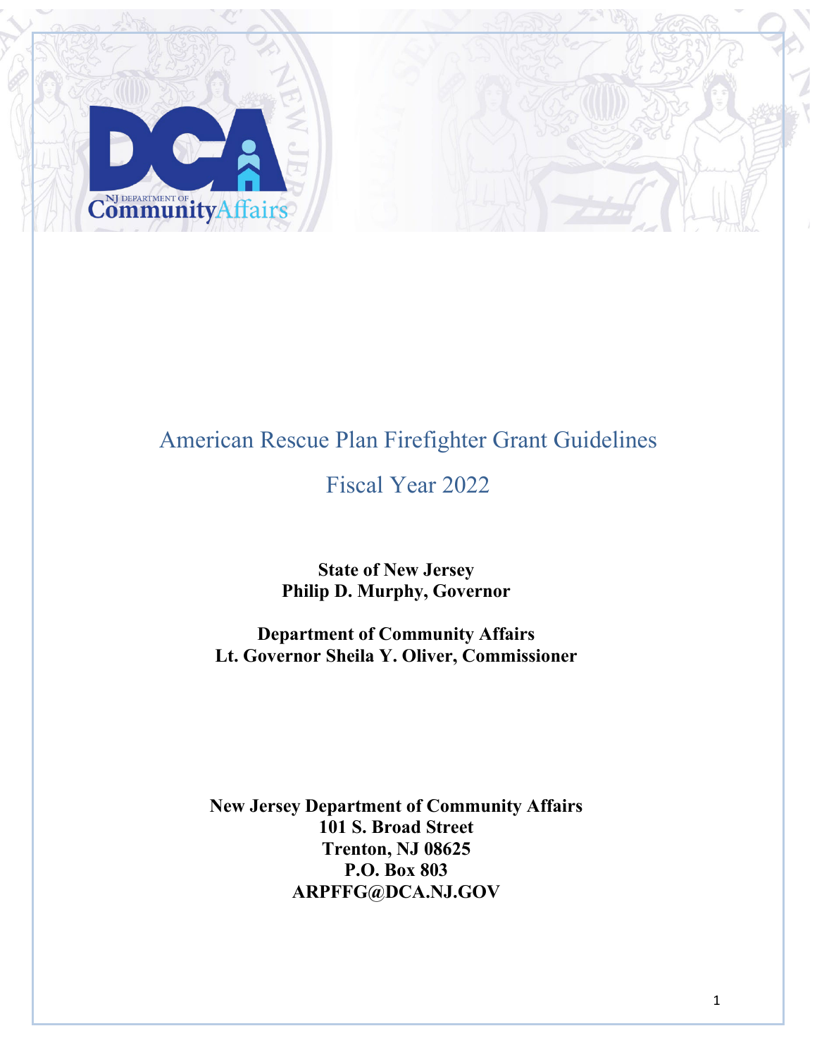# American Rescue Plan Firefighter Grant Guidelines

## Fiscal Year 2022

**State of New Jersey**
**Philip D. Murphy, Governor**

**Department of Community Affairs**
**Lt. Governor Sheila Y. Oliver, Commissioner**

**New Jersey Department of Community Affairs**
**101 S. Broad Street**
**Trenton, NJ 08625**
**P.O. Box 803**
**ARPFFG@DCA.NJ.GOV**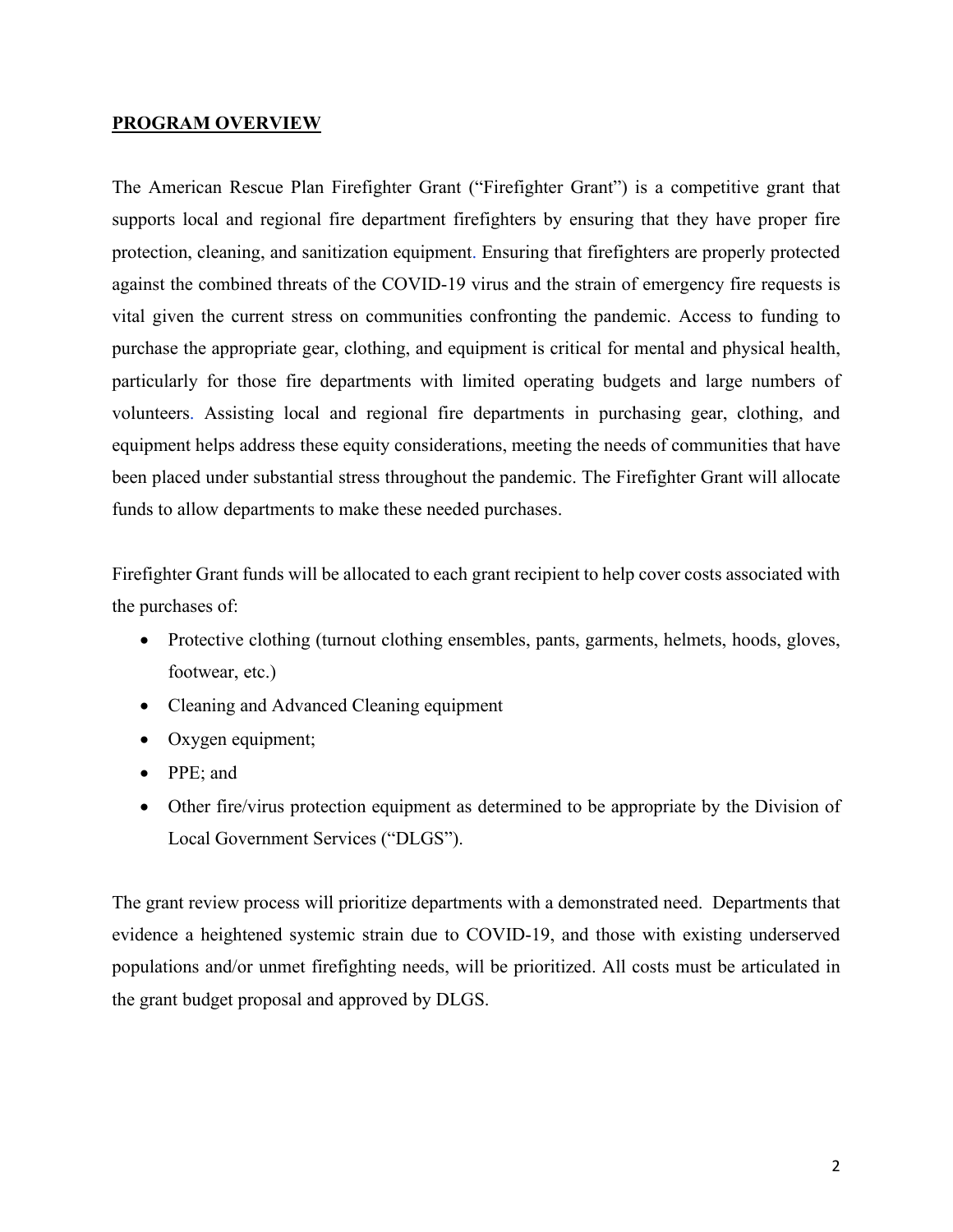## PROGRAM OVERVIEW

The American Rescue Plan Firefighter Grant ("Firefighter Grant") is a competitive grant that supports local and regional fire department firefighters by ensuring that they have proper fire protection, cleaning, and sanitization equipment. Ensuring that firefighters are properly protected against the combined threats of the COVID-19 virus and the strain of emergency fire requests is vital given the current stress on communities confronting the pandemic. Access to funding to purchase the appropriate gear, clothing, and equipment is critical for mental and physical health, particularly for those fire departments with limited operating budgets and large numbers of volunteers. Assisting local and regional fire departments in purchasing gear, clothing, and equipment helps address these equity considerations, meeting the needs of communities that have been placed under substantial stress throughout the pandemic. The Firefighter Grant will allocate funds to allow departments to make these needed purchases.

Firefighter Grant funds will be allocated to each grant recipient to help cover costs associated with the purchases of:

- Protective clothing (turnout clothing ensembles, pants, garments, helmets, hoods, gloves, footwear, etc.)
- Cleaning and Advanced Cleaning equipment
- Oxygen equipment;
- PPE; and
- Other fire/virus protection equipment as determined to be appropriate by the Division of Local Government Services ("DLGS").

The grant review process will prioritize departments with a demonstrated need. Departments that evidence a heightened systemic strain due to COVID-19, and those with existing underserved populations and/or unmet firefighting needs, will be prioritized. All costs must be articulated in the grant budget proposal and approved by DLGS.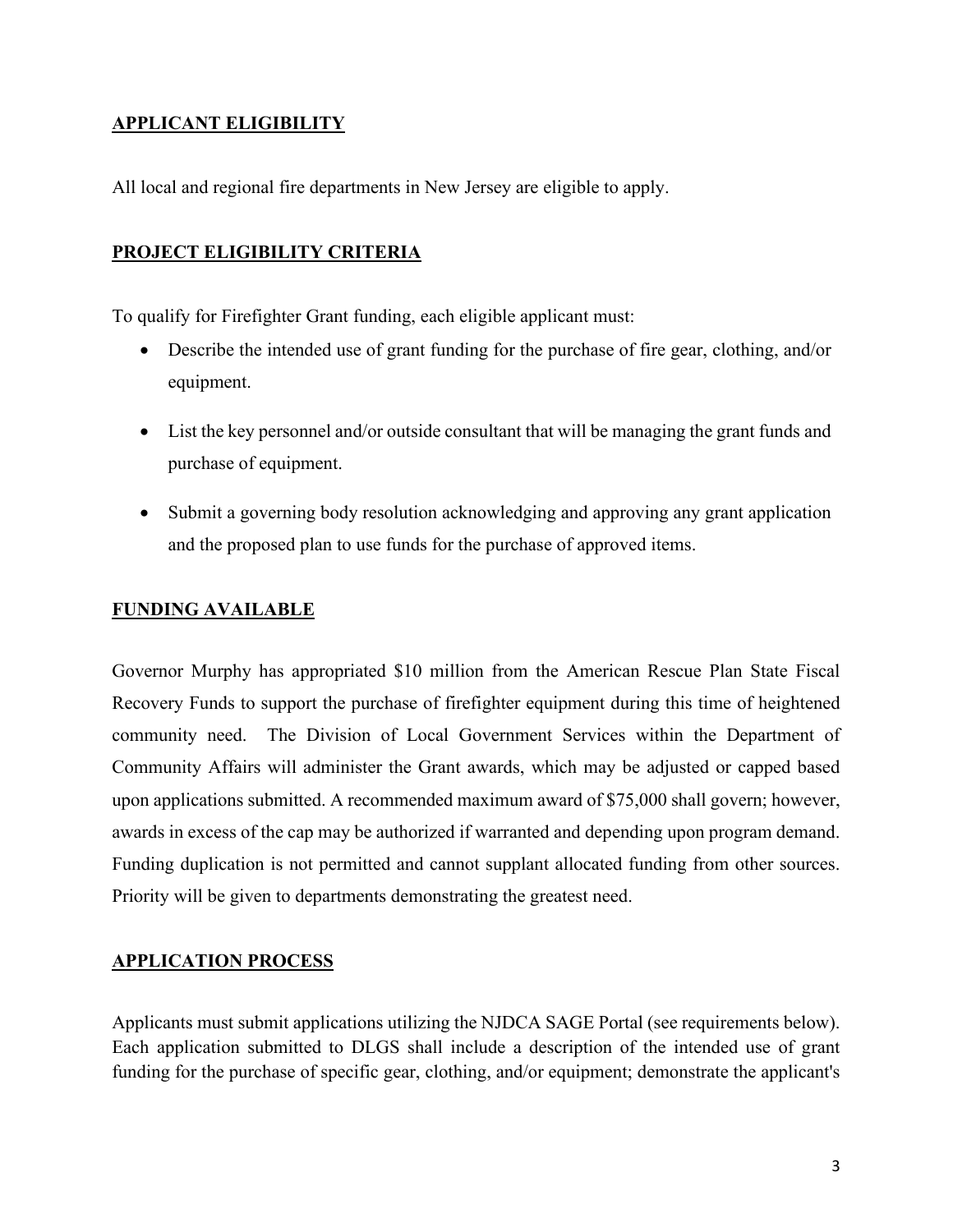## APPLICANT ELIGIBILITY

All local and regional fire departments in New Jersey are eligible to apply.

## PROJECT ELIGIBILITY CRITERIA

To qualify for Firefighter Grant funding, each eligible applicant must:

- Describe the intended use of grant funding for the purchase of fire gear, clothing, and/or equipment.
- List the key personnel and/or outside consultant that will be managing the grant funds and purchase of equipment.
- Submit a governing body resolution acknowledging and approving any grant application and the proposed plan to use funds for the purchase of approved items.

## FUNDING AVAILABLE

Governor Murphy has appropriated $10 million from the American Rescue Plan State Fiscal Recovery Funds to support the purchase of firefighter equipment during this time of heightened community need. The Division of Local Government Services within the Department of Community Affairs will administer the Grant awards, which may be adjusted or capped based upon applications submitted. A recommended maximum award of $75,000 shall govern; however, awards in excess of the cap may be authorized if warranted and depending upon program demand. Funding duplication is not permitted and cannot supplant allocated funding from other sources. Priority will be given to departments demonstrating the greatest need.

## APPLICATION PROCESS

Applicants must submit applications utilizing the NJDCA SAGE Portal (see requirements below). Each application submitted to DLGS shall include a description of the intended use of grant funding for the purchase of specific gear, clothing, and/or equipment; demonstrate the applicant's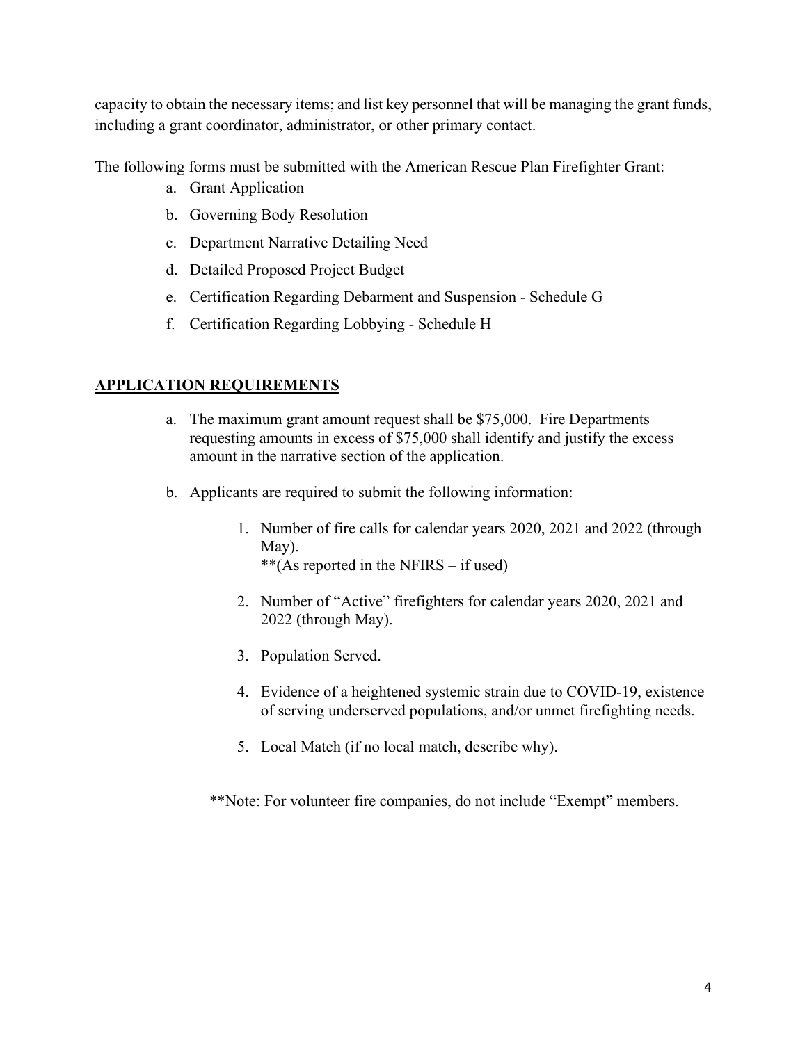capacity to obtain the necessary items; and list key personnel that will be managing the grant funds, including a grant coordinator, administrator, or other primary contact.

The following forms must be submitted with the American Rescue Plan Firefighter Grant:

a. Grant Application
b. Governing Body Resolution
c. Department Narrative Detailing Need
d. Detailed Proposed Project Budget
e. Certification Regarding Debarment and Suspension - Schedule G
f. Certification Regarding Lobbying - Schedule H

## **APPLICATION REQUIREMENTS**

a. The maximum grant amount request shall be $75,000. Fire Departments requesting amounts in excess of $75,000 shall identify and justify the excess amount in the narrative section of the application.

b. Applicants are required to submit the following information:

   1. Number of fire calls for calendar years 2020, 2021 and 2022 (through May).
      **(As reported in the NFIRS – if used)

   2. Number of "Active" firefighters for calendar years 2020, 2021 and 2022 (through May).

   3. Population Served.

   4. Evidence of a heightened systemic strain due to COVID-19, existence of serving underserved populations, and/or unmet firefighting needs.

   5. Local Match (if no local match, describe why).

**Note: For volunteer fire companies, do not include "Exempt" members.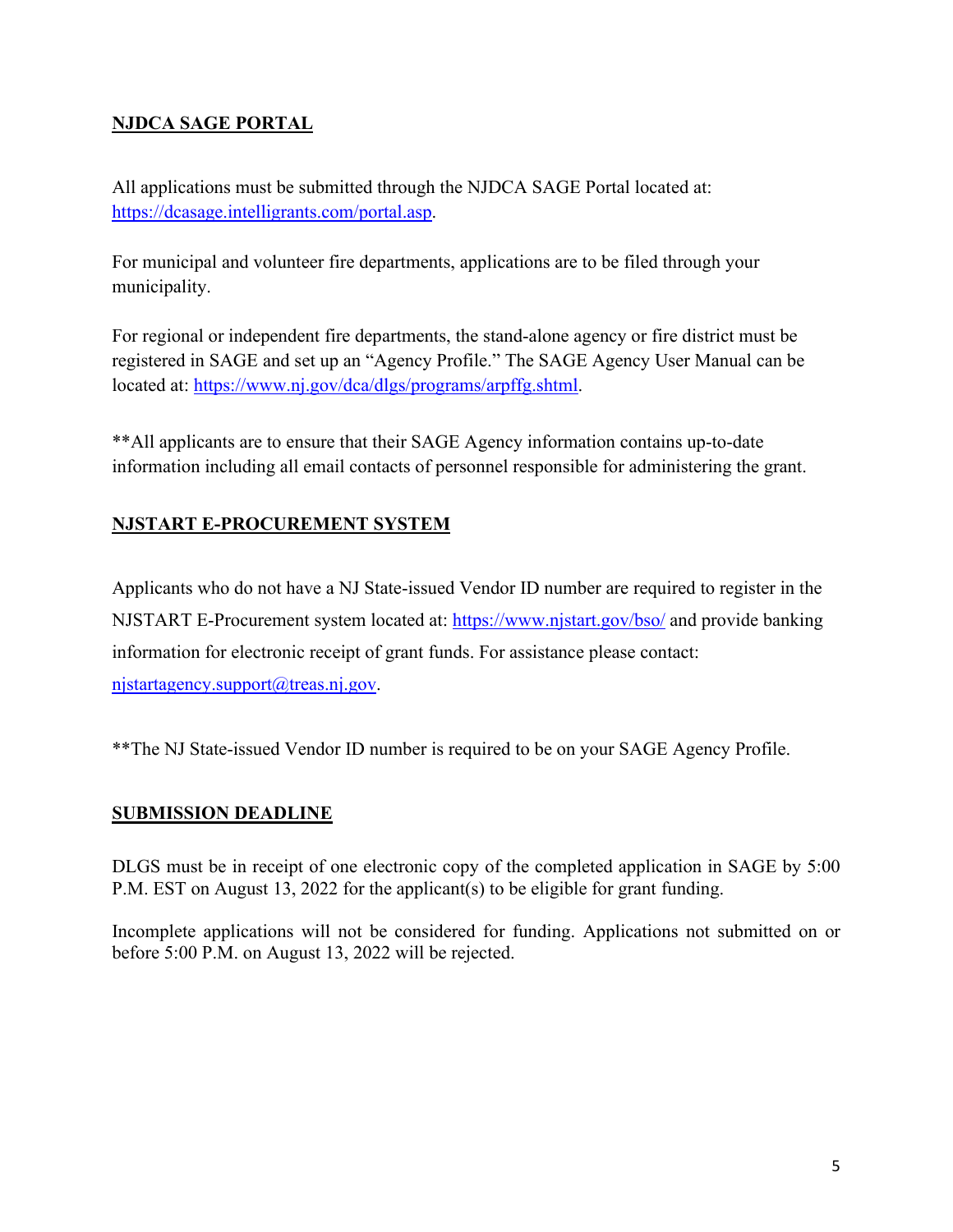## NJDCA SAGE PORTAL

All applications must be submitted through the NJDCA SAGE Portal located at: https://dcasage.intelligrants.com/portal.asp.

For municipal and volunteer fire departments, applications are to be filed through your municipality.

For regional or independent fire departments, the stand-alone agency or fire district must be registered in SAGE and set up an "Agency Profile." The SAGE Agency User Manual can be located at: https://www.nj.gov/dca/dlgs/programs/arpffg.shtml.

**All applicants are to ensure that their SAGE Agency information contains up-to-date information including all email contacts of personnel responsible for administering the grant.

## NJSTART E-PROCUREMENT SYSTEM

Applicants who do not have a NJ State-issued Vendor ID number are required to register in the NJSTART E-Procurement system located at: https://www.njstart.gov/bso/ and provide banking information for electronic receipt of grant funds. For assistance please contact: njstartagency.support@treas.nj.gov.

**The NJ State-issued Vendor ID number is required to be on your SAGE Agency Profile.

## SUBMISSION DEADLINE

DLGS must be in receipt of one electronic copy of the completed application in SAGE by 5:00 P.M. EST on August 13, 2022 for the applicant(s) to be eligible for grant funding.

Incomplete applications will not be considered for funding. Applications not submitted on or before 5:00 P.M. on August 13, 2022 will be rejected.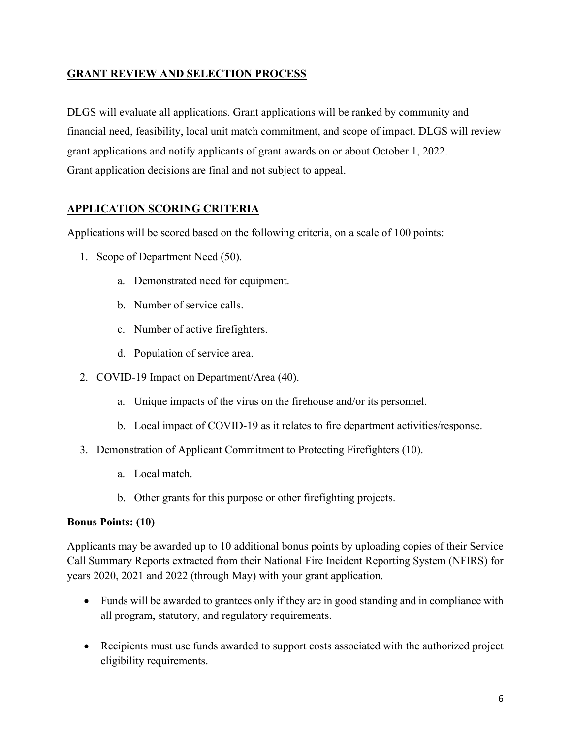## GRANT REVIEW AND SELECTION PROCESS

DLGS will evaluate all applications. Grant applications will be ranked by community and financial need, feasibility, local unit match commitment, and scope of impact. DLGS will review grant applications and notify applicants of grant awards on or about October 1, 2022. Grant application decisions are final and not subject to appeal.

## APPLICATION SCORING CRITERIA

Applications will be scored based on the following criteria, on a scale of 100 points:

1. Scope of Department Need (50).
    a. Demonstrated need for equipment.
    b. Number of service calls.
    c. Number of active firefighters.
    d. Population of service area.
2. COVID-19 Impact on Department/Area (40).
    a. Unique impacts of the virus on the firehouse and/or its personnel.
    b. Local impact of COVID-19 as it relates to fire department activities/response.
3. Demonstration of Applicant Commitment to Protecting Firefighters (10).
    a. Local match.
    b. Other grants for this purpose or other firefighting projects.

**Bonus Points: (10)**

Applicants may be awarded up to 10 additional bonus points by uploading copies of their Service Call Summary Reports extracted from their National Fire Incident Reporting System (NFIRS) for years 2020, 2021 and 2022 (through May) with your grant application.

- Funds will be awarded to grantees only if they are in good standing and in compliance with all program, statutory, and regulatory requirements.
- Recipients must use funds awarded to support costs associated with the authorized project eligibility requirements.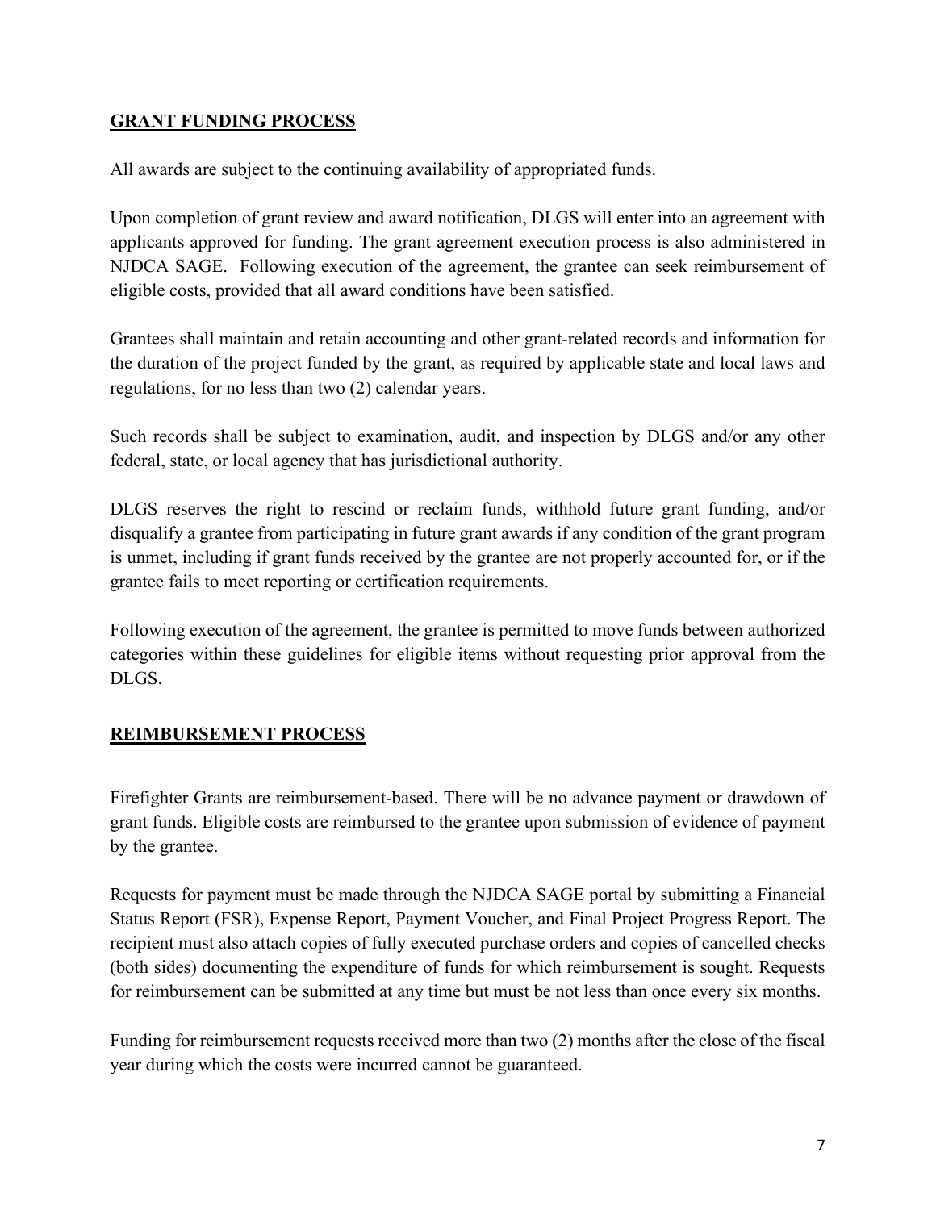## GRANT FUNDING PROCESS

All awards are subject to the continuing availability of appropriated funds.

Upon completion of grant review and award notification, DLGS will enter into an agreement with applicants approved for funding. The grant agreement execution process is also administered in NJDCA SAGE. Following execution of the agreement, the grantee can seek reimbursement of eligible costs, provided that all award conditions have been satisfied.

Grantees shall maintain and retain accounting and other grant-related records and information for the duration of the project funded by the grant, as required by applicable state and local laws and regulations, for no less than two (2) calendar years.

Such records shall be subject to examination, audit, and inspection by DLGS and/or any other federal, state, or local agency that has jurisdictional authority.

DLGS reserves the right to rescind or reclaim funds, withhold future grant funding, and/or disqualify a grantee from participating in future grant awards if any condition of the grant program is unmet, including if grant funds received by the grantee are not properly accounted for, or if the grantee fails to meet reporting or certification requirements.

Following execution of the agreement, the grantee is permitted to move funds between authorized categories within these guidelines for eligible items without requesting prior approval from the DLGS.

## REIMBURSEMENT PROCESS

Firefighter Grants are reimbursement-based. There will be no advance payment or drawdown of grant funds. Eligible costs are reimbursed to the grantee upon submission of evidence of payment by the grantee.

Requests for payment must be made through the NJDCA SAGE portal by submitting a Financial Status Report (FSR), Expense Report, Payment Voucher, and Final Project Progress Report. The recipient must also attach copies of fully executed purchase orders and copies of cancelled checks (both sides) documenting the expenditure of funds for which reimbursement is sought. Requests for reimbursement can be submitted at any time but must be not less than once every six months.

Funding for reimbursement requests received more than two (2) months after the close of the fiscal year during which the costs were incurred cannot be guaranteed.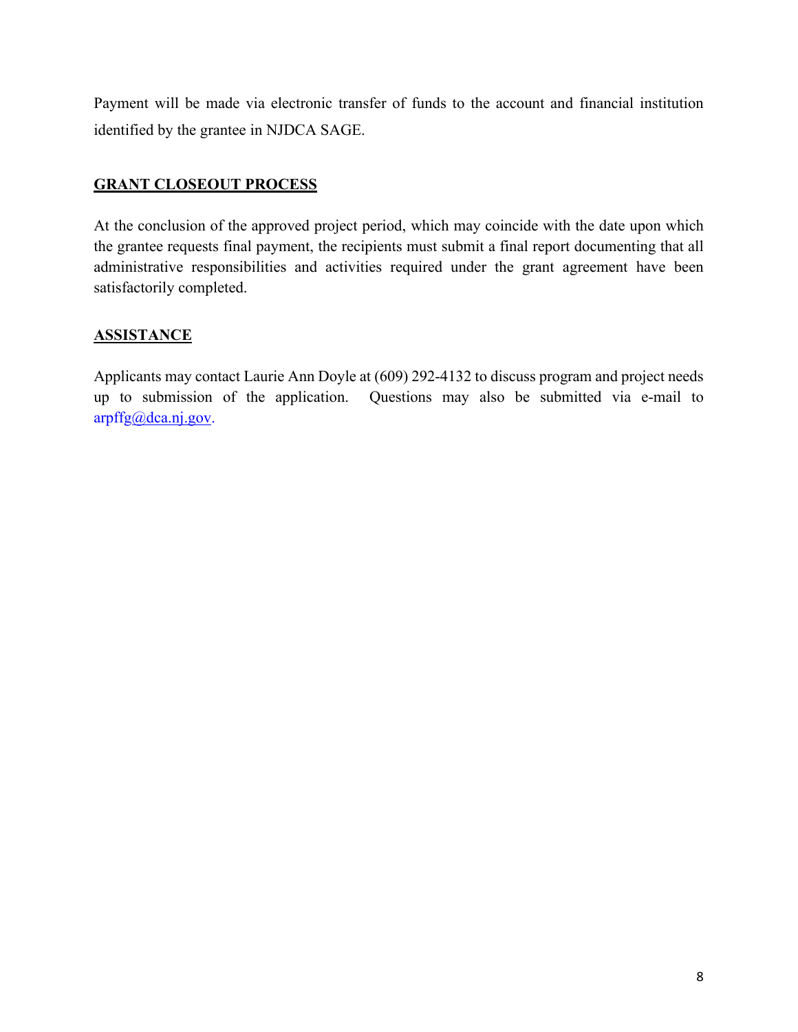Payment will be made via electronic transfer of funds to the account and financial institution identified by the grantee in NJDCA SAGE.

## GRANT CLOSEOUT PROCESS

At the conclusion of the approved project period, which may coincide with the date upon which the grantee requests final payment, the recipients must submit a final report documenting that all administrative responsibilities and activities required under the grant agreement have been satisfactorily completed.

## ASSISTANCE

Applicants may contact Laurie Ann Doyle at (609) 292-4132 to discuss program and project needs up to submission of the application. Questions may also be submitted via e-mail to arpffg@dca.nj.gov.